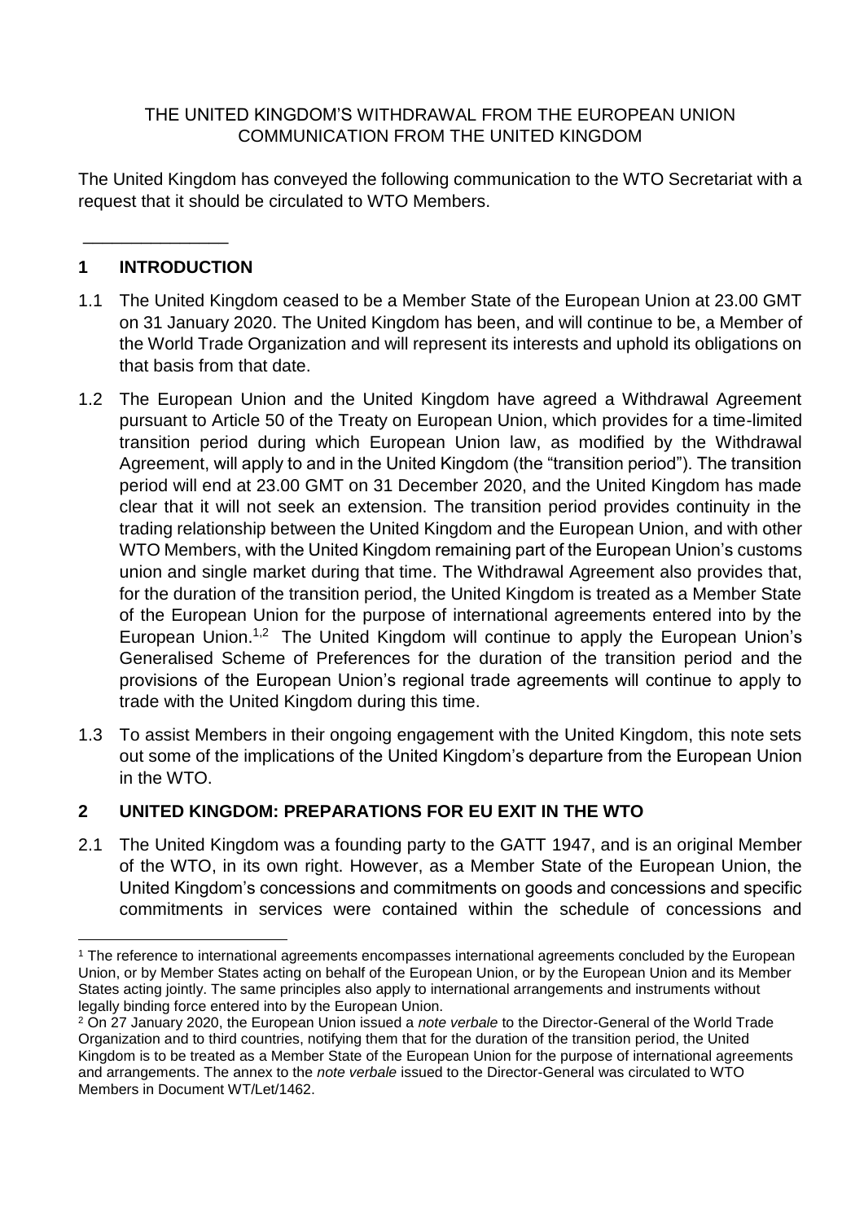THE UNITED KINGDOM'S WITHDRAWAL FROM THE EUROPEAN UNION
COMMUNICATION FROM THE UNITED KINGDOM

The United Kingdom has conveyed the following communication to the WTO Secretariat with a request that it should be circulated to WTO Members.

---

## 1 INTRODUCTION

1.1 The United Kingdom ceased to be a Member State of the European Union at 23.00 GMT on 31 January 2020. The United Kingdom has been, and will continue to be, a Member of the World Trade Organization and will represent its interests and uphold its obligations on that basis from that date.

1.2 The European Union and the United Kingdom have agreed a Withdrawal Agreement pursuant to Article 50 of the Treaty on European Union, which provides for a time-limited transition period during which European Union law, as modified by the Withdrawal Agreement, will apply to and in the United Kingdom (the "transition period"). The transition period will end at 23.00 GMT on 31 December 2020, and the United Kingdom has made clear that it will not seek an extension. The transition period provides continuity in the trading relationship between the United Kingdom and the European Union, and with other WTO Members, with the United Kingdom remaining part of the European Union's customs union and single market during that time. The Withdrawal Agreement also provides that, for the duration of the transition period, the United Kingdom is treated as a Member State of the European Union for the purpose of international agreements entered into by the European Union.[1,2] The United Kingdom will continue to apply the European Union's Generalised Scheme of Preferences for the duration of the transition period and the provisions of the European Union's regional trade agreements will continue to apply to trade with the United Kingdom during this time.

1.3 To assist Members in their ongoing engagement with the United Kingdom, this note sets out some of the implications of the United Kingdom's departure from the European Union in the WTO.

## 2 UNITED KINGDOM: PREPARATIONS FOR EU EXIT IN THE WTO

2.1 The United Kingdom was a founding party to the GATT 1947, and is an original Member of the WTO, in its own right. However, as a Member State of the European Union, the United Kingdom's concessions and commitments on goods and concessions and specific commitments in services were contained within the schedule of concessions and

---

[1] The reference to international agreements encompasses international agreements concluded by the European Union, or by Member States acting on behalf of the European Union, or by the European Union and its Member States acting jointly. The same principles also apply to international arrangements and instruments without legally binding force entered into by the European Union.

[2] On 27 January 2020, the European Union issued a *note verbale* to the Director-General of the World Trade Organization and to third countries, notifying them that for the duration of the transition period, the United Kingdom is to be treated as a Member State of the European Union for the purpose of international agreements and arrangements. The annex to the *note verbale* issued to the Director-General was circulated to WTO Members in Document WT/Let/1462.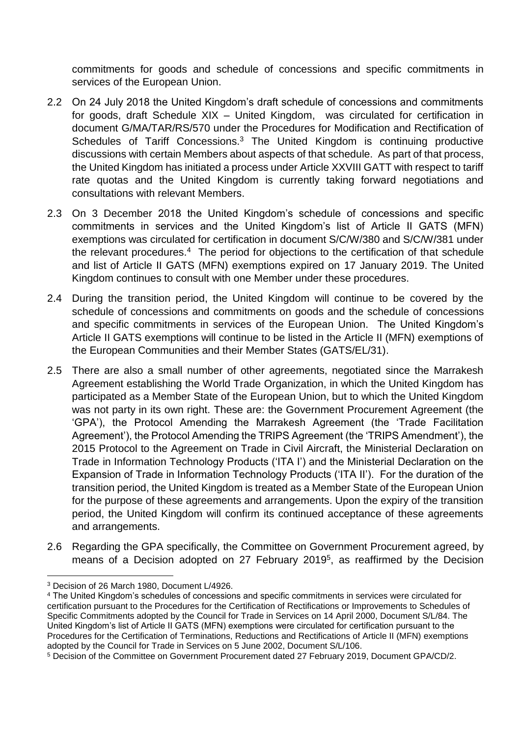commitments for goods and schedule of concessions and specific commitments in services of the European Union.

2.2 On 24 July 2018 the United Kingdom's draft schedule of concessions and commitments for goods, draft Schedule XIX – United Kingdom, was circulated for certification in document G/MA/TAR/RS/570 under the Procedures for Modification and Rectification of Schedules of Tariff Concessions.[3] The United Kingdom is continuing productive discussions with certain Members about aspects of that schedule. As part of that process, the United Kingdom has initiated a process under Article XXVIII GATT with respect to tariff rate quotas and the United Kingdom is currently taking forward negotiations and consultations with relevant Members.

2.3 On 3 December 2018 the United Kingdom's schedule of concessions and specific commitments in services and the United Kingdom's list of Article II GATS (MFN) exemptions was circulated for certification in document S/C/W/380 and S/C/W/381 under the relevant procedures.[4] The period for objections to the certification of that schedule and list of Article II GATS (MFN) exemptions expired on 17 January 2019. The United Kingdom continues to consult with one Member under these procedures.

2.4 During the transition period, the United Kingdom will continue to be covered by the schedule of concessions and commitments on goods and the schedule of concessions and specific commitments in services of the European Union. The United Kingdom's Article II GATS exemptions will continue to be listed in the Article II (MFN) exemptions of the European Communities and their Member States (GATS/EL/31).

2.5 There are also a small number of other agreements, negotiated since the Marrakesh Agreement establishing the World Trade Organization, in which the United Kingdom has participated as a Member State of the European Union, but to which the United Kingdom was not party in its own right. These are: the Government Procurement Agreement (the 'GPA'), the Protocol Amending the Marrakesh Agreement (the 'Trade Facilitation Agreement'), the Protocol Amending the TRIPS Agreement (the 'TRIPS Amendment'), the 2015 Protocol to the Agreement on Trade in Civil Aircraft, the Ministerial Declaration on Trade in Information Technology Products ('ITA I') and the Ministerial Declaration on the Expansion of Trade in Information Technology Products ('ITA II'). For the duration of the transition period, the United Kingdom is treated as a Member State of the European Union for the purpose of these agreements and arrangements. Upon the expiry of the transition period, the United Kingdom will confirm its continued acceptance of these agreements and arrangements.

2.6 Regarding the GPA specifically, the Committee on Government Procurement agreed, by means of a Decision adopted on 27 February 2019[5], as reaffirmed by the Decision

---

[3] Decision of 26 March 1980, Document L/4926.

[4] The United Kingdom's schedules of concessions and specific commitments in services were circulated for certification pursuant to the Procedures for the Certification of Rectifications or Improvements to Schedules of Specific Commitments adopted by the Council for Trade in Services on 14 April 2000, Document S/L/84. The United Kingdom's list of Article II GATS (MFN) exemptions were circulated for certification pursuant to the Procedures for the Certification of Terminations, Reductions and Rectifications of Article II (MFN) exemptions adopted by the Council for Trade in Services on 5 June 2002, Document S/L/106.

[5] Decision of the Committee on Government Procurement dated 27 February 2019, Document GPA/CD/2.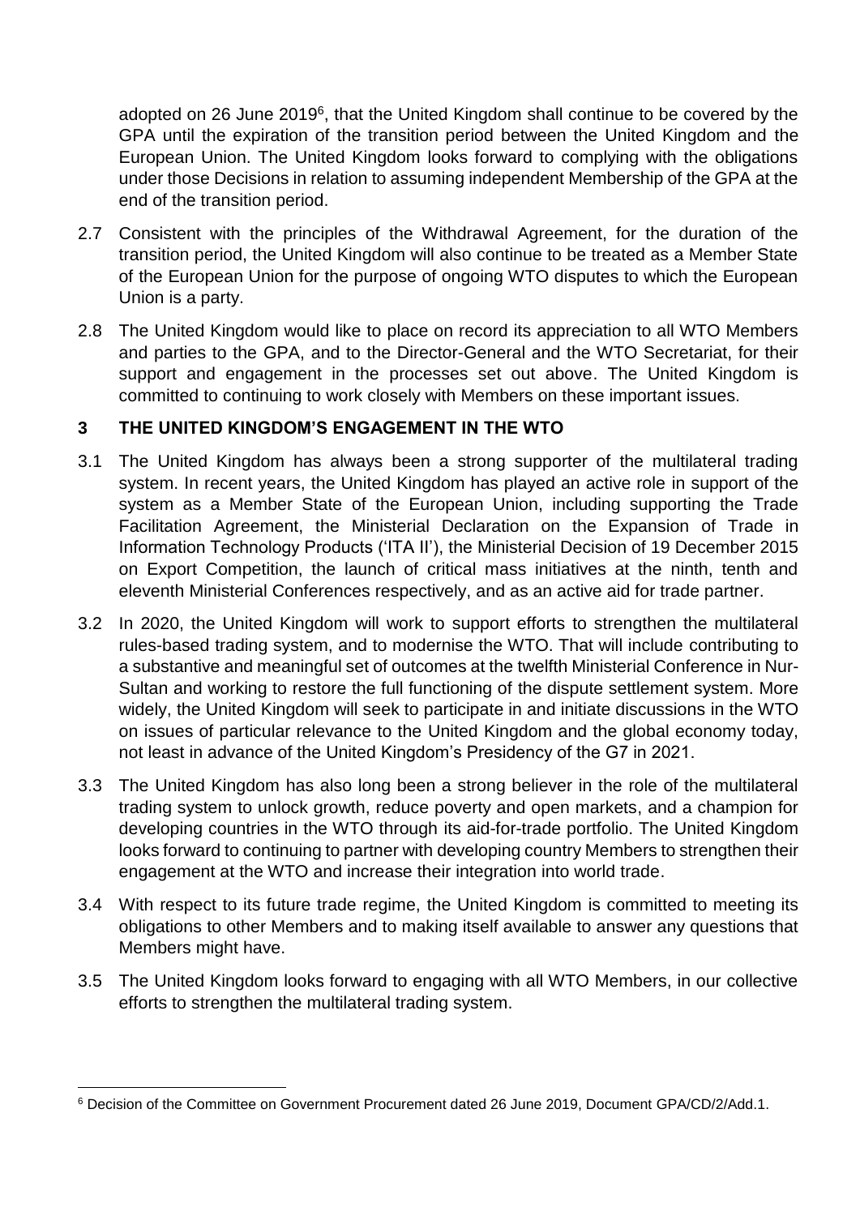adopted on 26 June 2019[6], that the United Kingdom shall continue to be covered by the GPA until the expiration of the transition period between the United Kingdom and the European Union. The United Kingdom looks forward to complying with the obligations under those Decisions in relation to assuming independent Membership of the GPA at the end of the transition period.

2.7 Consistent with the principles of the Withdrawal Agreement, for the duration of the transition period, the United Kingdom will also continue to be treated as a Member State of the European Union for the purpose of ongoing WTO disputes to which the European Union is a party.

2.8 The United Kingdom would like to place on record its appreciation to all WTO Members and parties to the GPA, and to the Director-General and the WTO Secretariat, for their support and engagement in the processes set out above. The United Kingdom is committed to continuing to work closely with Members on these important issues.

## 3 THE UNITED KINGDOM'S ENGAGEMENT IN THE WTO

3.1 The United Kingdom has always been a strong supporter of the multilateral trading system. In recent years, the United Kingdom has played an active role in support of the system as a Member State of the European Union, including supporting the Trade Facilitation Agreement, the Ministerial Declaration on the Expansion of Trade in Information Technology Products ('ITA II'), the Ministerial Decision of 19 December 2015 on Export Competition, the launch of critical mass initiatives at the ninth, tenth and eleventh Ministerial Conferences respectively, and as an active aid for trade partner.

3.2 In 2020, the United Kingdom will work to support efforts to strengthen the multilateral rules-based trading system, and to modernise the WTO. That will include contributing to a substantive and meaningful set of outcomes at the twelfth Ministerial Conference in Nur-Sultan and working to restore the full functioning of the dispute settlement system. More widely, the United Kingdom will seek to participate in and initiate discussions in the WTO on issues of particular relevance to the United Kingdom and the global economy today, not least in advance of the United Kingdom's Presidency of the G7 in 2021.

3.3 The United Kingdom has also long been a strong believer in the role of the multilateral trading system to unlock growth, reduce poverty and open markets, and a champion for developing countries in the WTO through its aid-for-trade portfolio. The United Kingdom looks forward to continuing to partner with developing country Members to strengthen their engagement at the WTO and increase their integration into world trade.

3.4 With respect to its future trade regime, the United Kingdom is committed to meeting its obligations to other Members and to making itself available to answer any questions that Members might have.

3.5 The United Kingdom looks forward to engaging with all WTO Members, in our collective efforts to strengthen the multilateral trading system.

[6] Decision of the Committee on Government Procurement dated 26 June 2019, Document GPA/CD/2/Add.1.